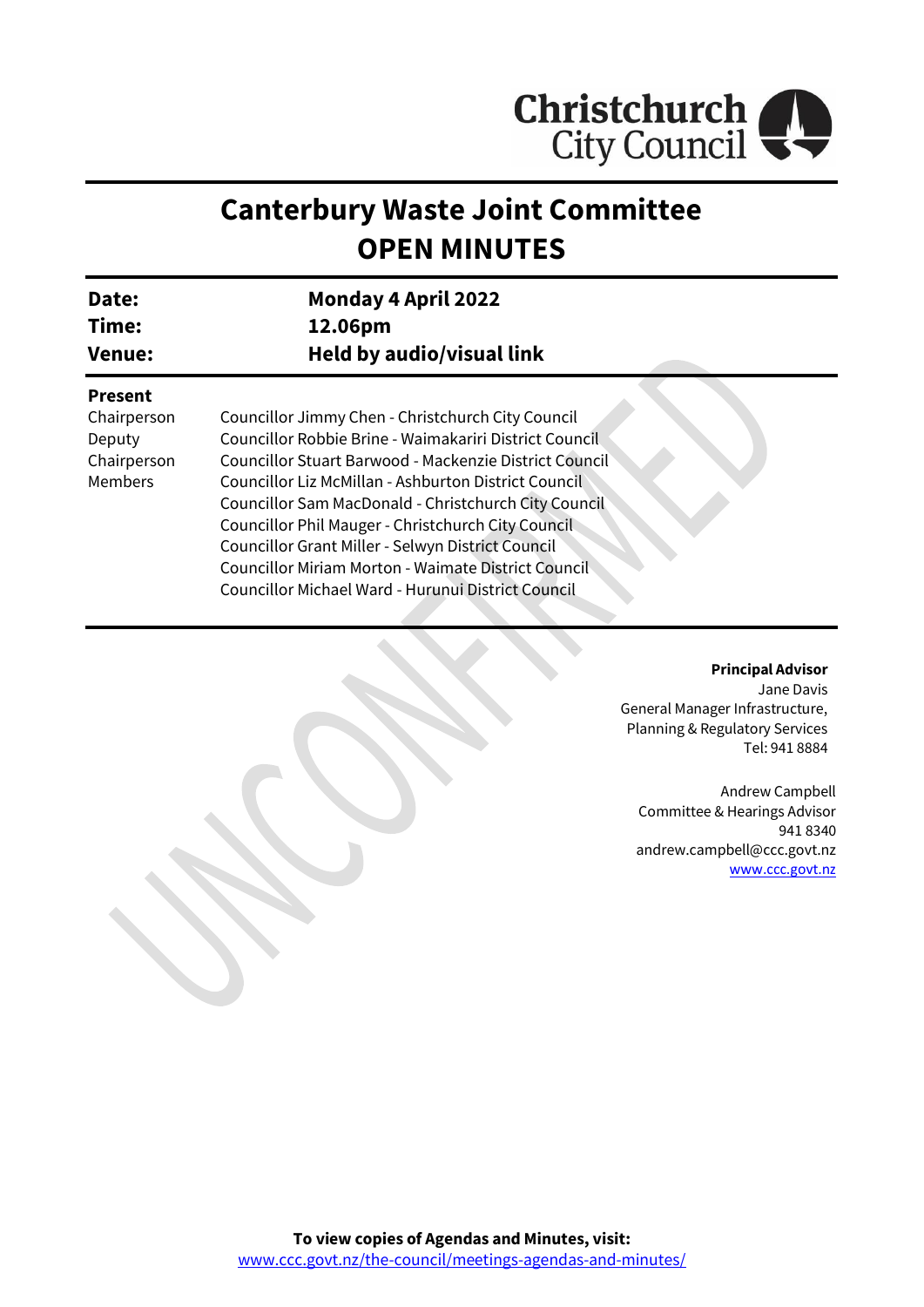Christchurch City Council

# Canterbury Waste Joint Committee
# OPEN MINUTES

| | |
|---|---|
| **Date:** | **Monday 4 April 2022** |
| **Time:** | **12.06pm** |
| **Venue:** | **Held by audio/visual link** |

**Present**

| | |
|---|---|
| Chairperson | Councillor Jimmy Chen - Christchurch City Council |
| Deputy Chairperson | Councillor Robbie Brine - Waimakariri District Council |
| Members | Councillor Stuart Barwood - Mackenzie District Council |
| | Councillor Liz McMillan - Ashburton District Council |
| | Councillor Sam MacDonald - Christchurch City Council |
| | Councillor Phil Mauger - Christchurch City Council |
| | Councillor Grant Miller - Selwyn District Council |
| | Councillor Miriam Morton - Waimate District Council |
| | Councillor Michael Ward - Hurunui District Council |

**Principal Advisor**
Jane Davis
General Manager Infrastructure, Planning & Regulatory Services
Tel: 941 8884

Andrew Campbell
Committee & Hearings Advisor
941 8340
andrew.campbell@ccc.govt.nz
www.ccc.govt.nz

**To view copies of Agendas and Minutes, visit:**
www.ccc.govt.nz/the-council/meetings-agendas-and-minutes/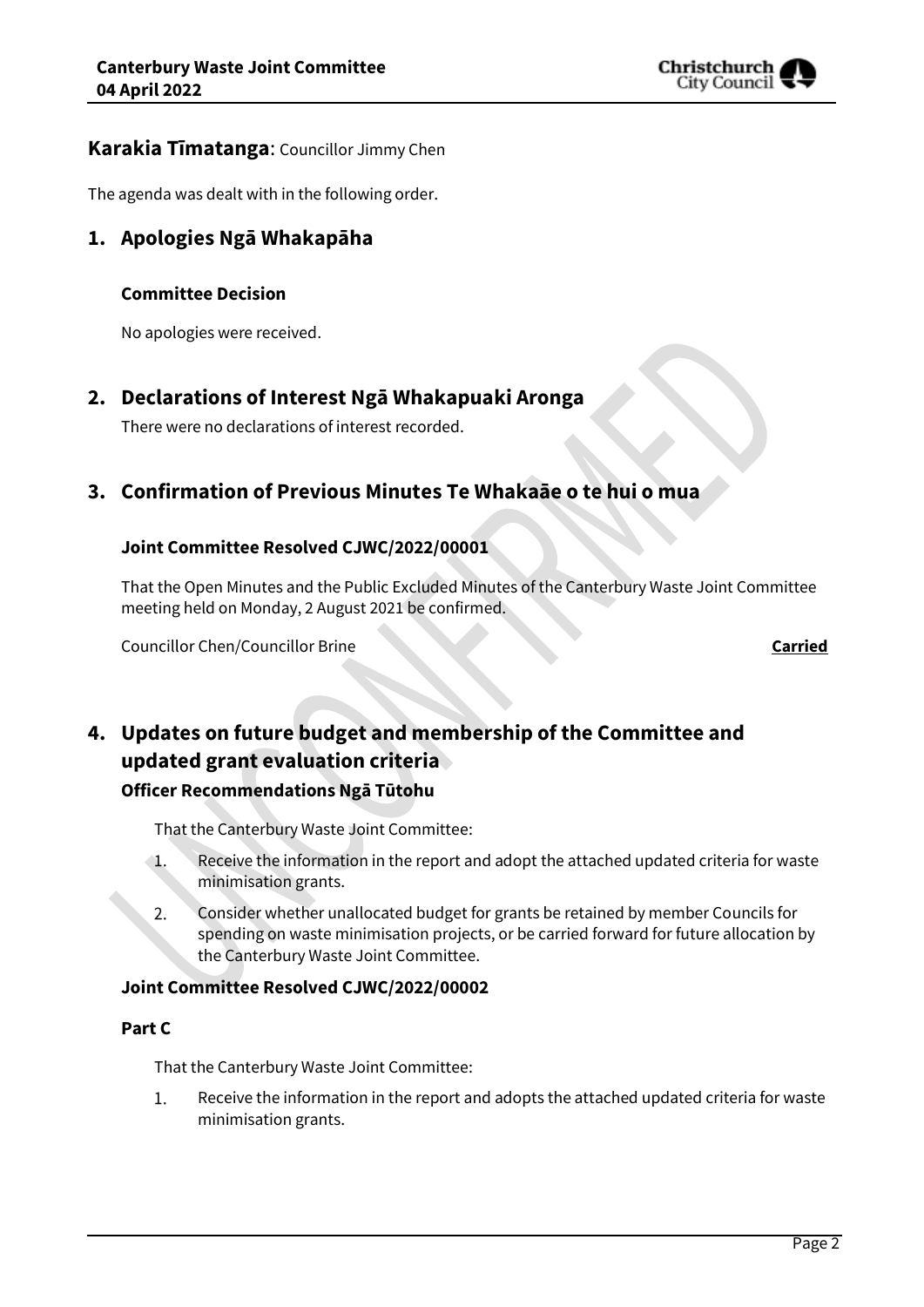## Karakia Tīmatanga: Councillor Jimmy Chen

The agenda was dealt with in the following order.

## 1. Apologies Ngā Whakapāha

### Committee Decision

No apologies were received.

## 2. Declarations of Interest Ngā Whakapuaki Aronga

There were no declarations of interest recorded.

## 3. Confirmation of Previous Minutes Te Whakaāe o te hui o mua

### Joint Committee Resolved CJWC/2022/00001

That the Open Minutes and the Public Excluded Minutes of the Canterbury Waste Joint Committee meeting held on Monday, 2 August 2021 be confirmed.

Councillor Chen/Councillor Brine **Carried**

## 4. Updates on future budget and membership of the Committee and updated grant evaluation criteria

### Officer Recommendations Ngā Tūtohu

That the Canterbury Waste Joint Committee:

1. Receive the information in the report and adopt the attached updated criteria for waste minimisation grants.
2. Consider whether unallocated budget for grants be retained by member Councils for spending on waste minimisation projects, or be carried forward for future allocation by the Canterbury Waste Joint Committee.

### Joint Committee Resolved CJWC/2022/00002

### Part C

That the Canterbury Waste Joint Committee:

1. Receive the information in the report and adopts the attached updated criteria for waste minimisation grants.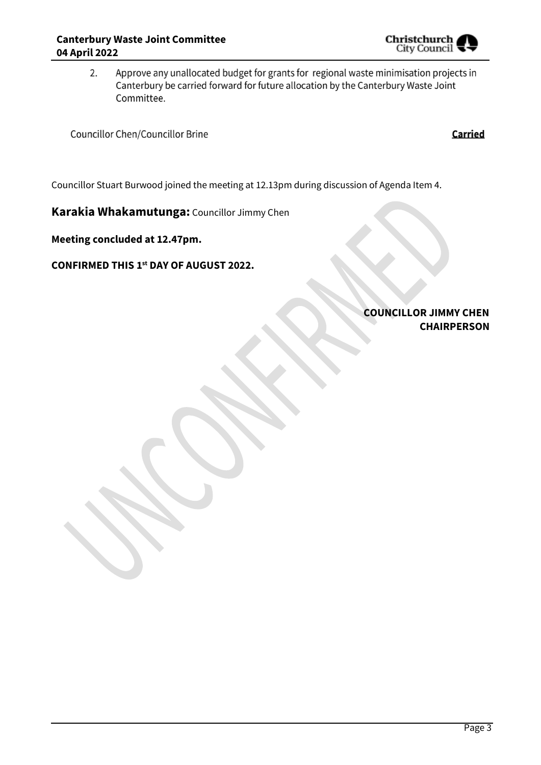2. Approve any unallocated budget for grants for regional waste minimisation projects in Canterbury be carried forward for future allocation by the Canterbury Waste Joint Committee.

Councillor Chen/Councillor Brine **Carried**

Councillor Stuart Burwood joined the meeting at 12.13pm during discussion of Agenda Item 4.

**Karakia Whakamutunga:** Councillor Jimmy Chen

**Meeting concluded at 12.47pm.**

**CONFIRMED THIS 1st DAY OF AUGUST 2022.**

**COUNCILLOR JIMMY CHEN**
**CHAIRPERSON**